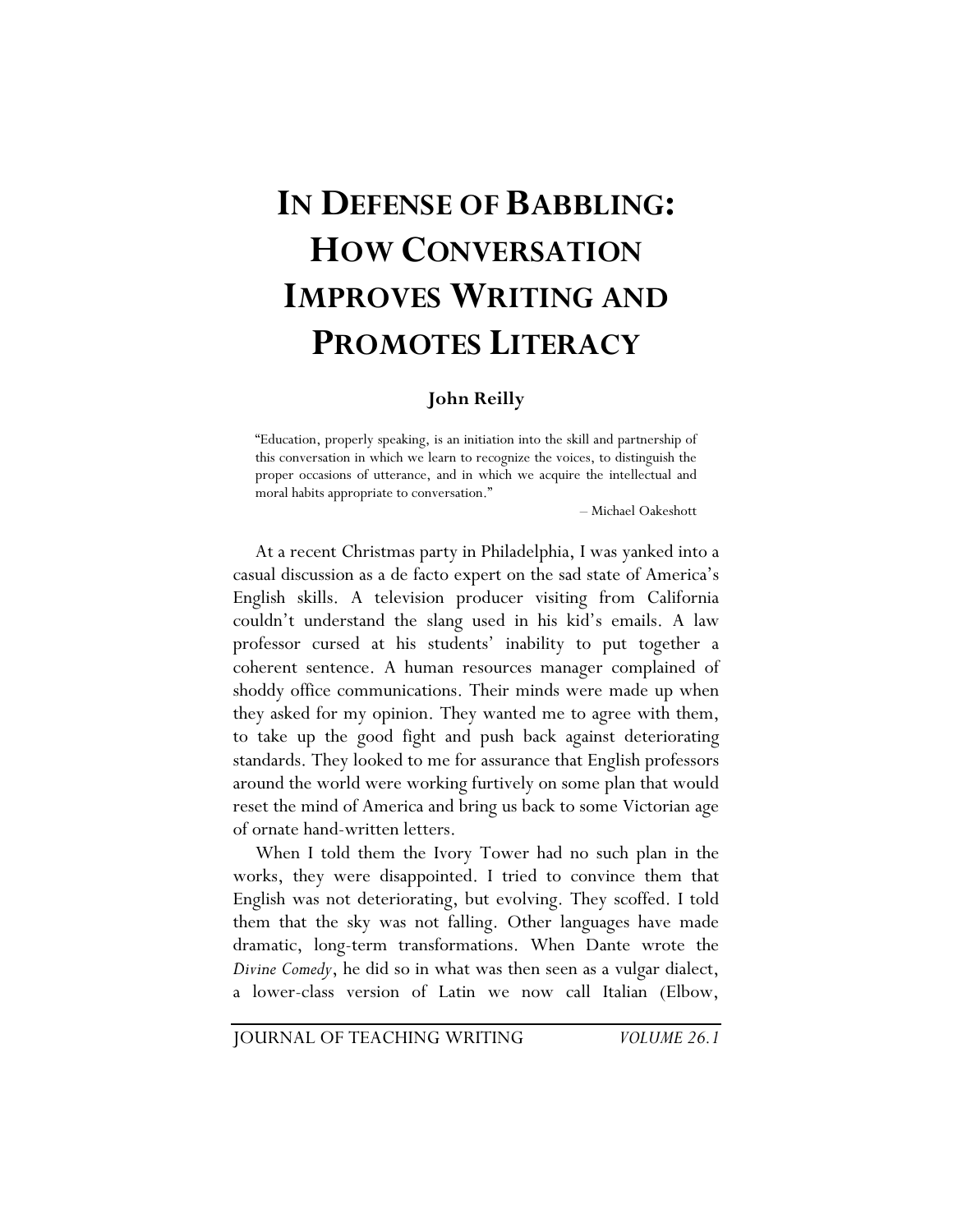# In Defense of Babbling: How Conversation Improves Writing and Promotes Literacy

**John Reilly**

> "Education, properly speaking, is an initiation into the skill and partnership of this conversation in which we learn to recognize the voices, to distinguish the proper occasions of utterance, and in which we acquire the intellectual and moral habits appropriate to conversation."
>
> – Michael Oakeshott

At a recent Christmas party in Philadelphia, I was yanked into a casual discussion as a de facto expert on the sad state of America's English skills. A television producer visiting from California couldn't understand the slang used in his kid's emails. A law professor cursed at his students' inability to put together a coherent sentence. A human resources manager complained of shoddy office communications. Their minds were made up when they asked for my opinion. They wanted me to agree with them, to take up the good fight and push back against deteriorating standards. They looked to me for assurance that English professors around the world were working furtively on some plan that would reset the mind of America and bring us back to some Victorian age of ornate hand-written letters.

When I told them the Ivory Tower had no such plan in the works, they were disappointed. I tried to convince them that English was not deteriorating, but evolving. They scoffed. I told them that the sky was not falling. Other languages have made dramatic, long-term transformations. When Dante wrote the *Divine Comedy*, he did so in what was then seen as a vulgar dialect, a lower-class version of Latin we now call Italian (Elbow,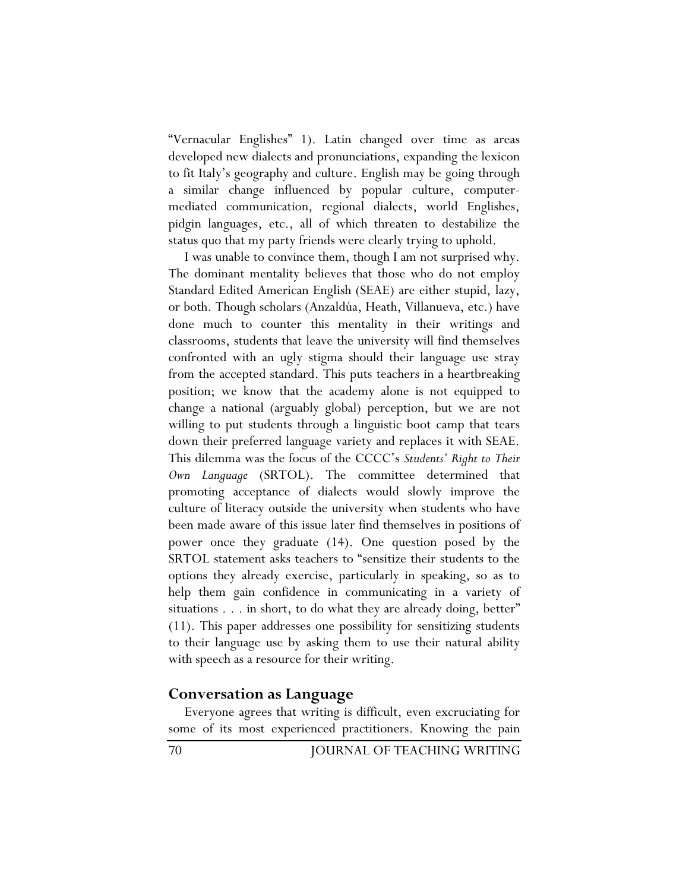"Vernacular Englishes" 1). Latin changed over time as areas developed new dialects and pronunciations, expanding the lexicon to fit Italy's geography and culture. English may be going through a similar change influenced by popular culture, computer-mediated communication, regional dialects, world Englishes, pidgin languages, etc., all of which threaten to destabilize the status quo that my party friends were clearly trying to uphold.

I was unable to convince them, though I am not surprised why. The dominant mentality believes that those who do not employ Standard Edited American English (SEAE) are either stupid, lazy, or both. Though scholars (Anzaldúa, Heath, Villanueva, etc.) have done much to counter this mentality in their writings and classrooms, students that leave the university will find themselves confronted with an ugly stigma should their language use stray from the accepted standard. This puts teachers in a heartbreaking position; we know that the academy alone is not equipped to change a national (arguably global) perception, but we are not willing to put students through a linguistic boot camp that tears down their preferred language variety and replaces it with SEAE. This dilemma was the focus of the CCCC's *Students' Right to Their Own Language* (SRTOL). The committee determined that promoting acceptance of dialects would slowly improve the culture of literacy outside the university when students who have been made aware of this issue later find themselves in positions of power once they graduate (14). One question posed by the SRTOL statement asks teachers to "sensitize their students to the options they already exercise, particularly in speaking, so as to help them gain confidence in communicating in a variety of situations . . . in short, to do what they are already doing, better" (11). This paper addresses one possibility for sensitizing students to their language use by asking them to use their natural ability with speech as a resource for their writing.

## Conversation as Language

Everyone agrees that writing is difficult, even excruciating for some of its most experienced practitioners. Knowing the pain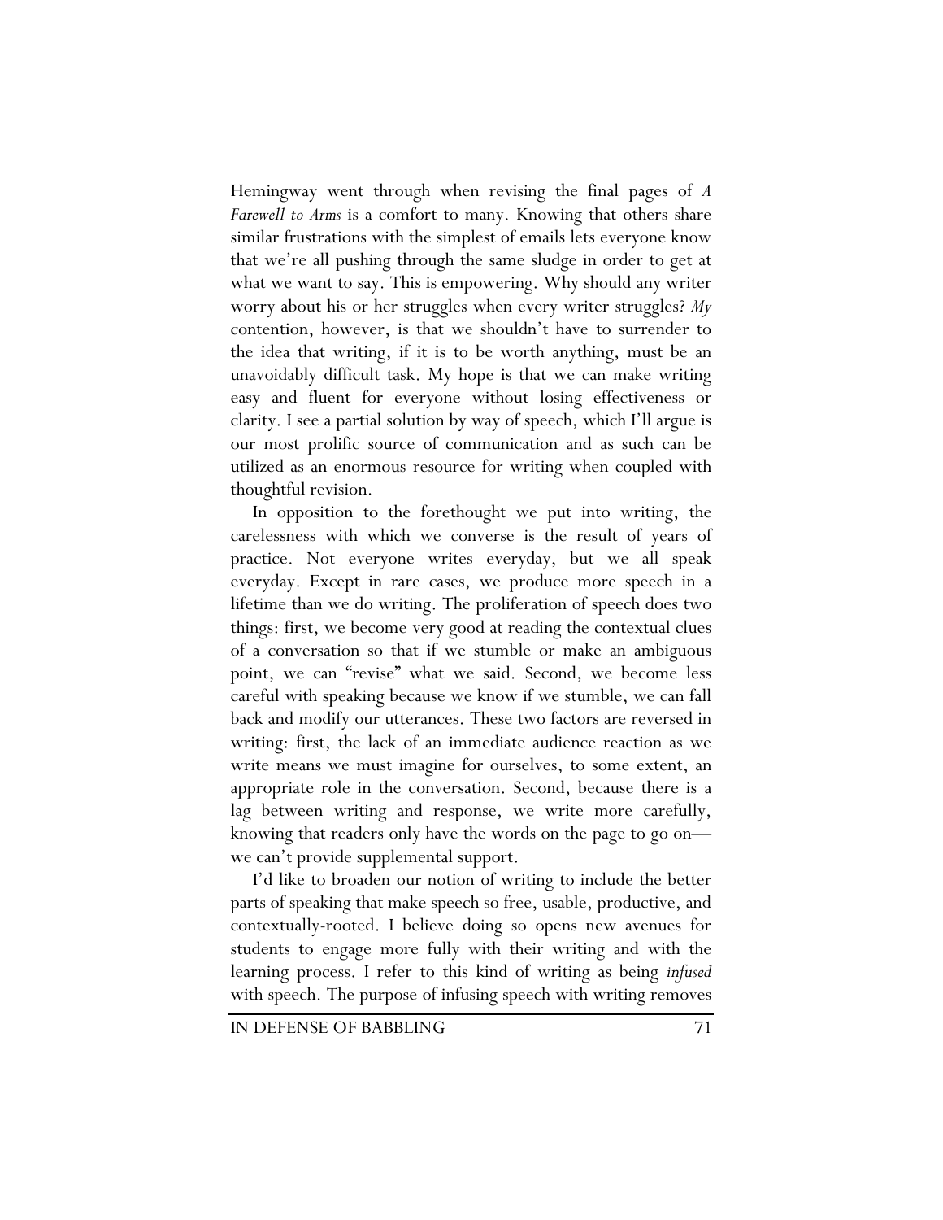Hemingway went through when revising the final pages of *A Farewell to Arms* is a comfort to many. Knowing that others share similar frustrations with the simplest of emails lets everyone know that we're all pushing through the same sludge in order to get at what we want to say. This is empowering. Why should any writer worry about his or her struggles when every writer struggles? *My* contention, however, is that we shouldn't have to surrender to the idea that writing, if it is to be worth anything, must be an unavoidably difficult task. My hope is that we can make writing easy and fluent for everyone without losing effectiveness or clarity. I see a partial solution by way of speech, which I'll argue is our most prolific source of communication and as such can be utilized as an enormous resource for writing when coupled with thoughtful revision.

In opposition to the forethought we put into writing, the carelessness with which we converse is the result of years of practice. Not everyone writes everyday, but we all speak everyday. Except in rare cases, we produce more speech in a lifetime than we do writing. The proliferation of speech does two things: first, we become very good at reading the contextual clues of a conversation so that if we stumble or make an ambiguous point, we can "revise" what we said. Second, we become less careful with speaking because we know if we stumble, we can fall back and modify our utterances. These two factors are reversed in writing: first, the lack of an immediate audience reaction as we write means we must imagine for ourselves, to some extent, an appropriate role in the conversation. Second, because there is a lag between writing and response, we write more carefully, knowing that readers only have the words on the page to go on—we can't provide supplemental support.

I'd like to broaden our notion of writing to include the better parts of speaking that make speech so free, usable, productive, and contextually-rooted. I believe doing so opens new avenues for students to engage more fully with their writing and with the learning process. I refer to this kind of writing as being *infused* with speech. The purpose of infusing speech with writing removes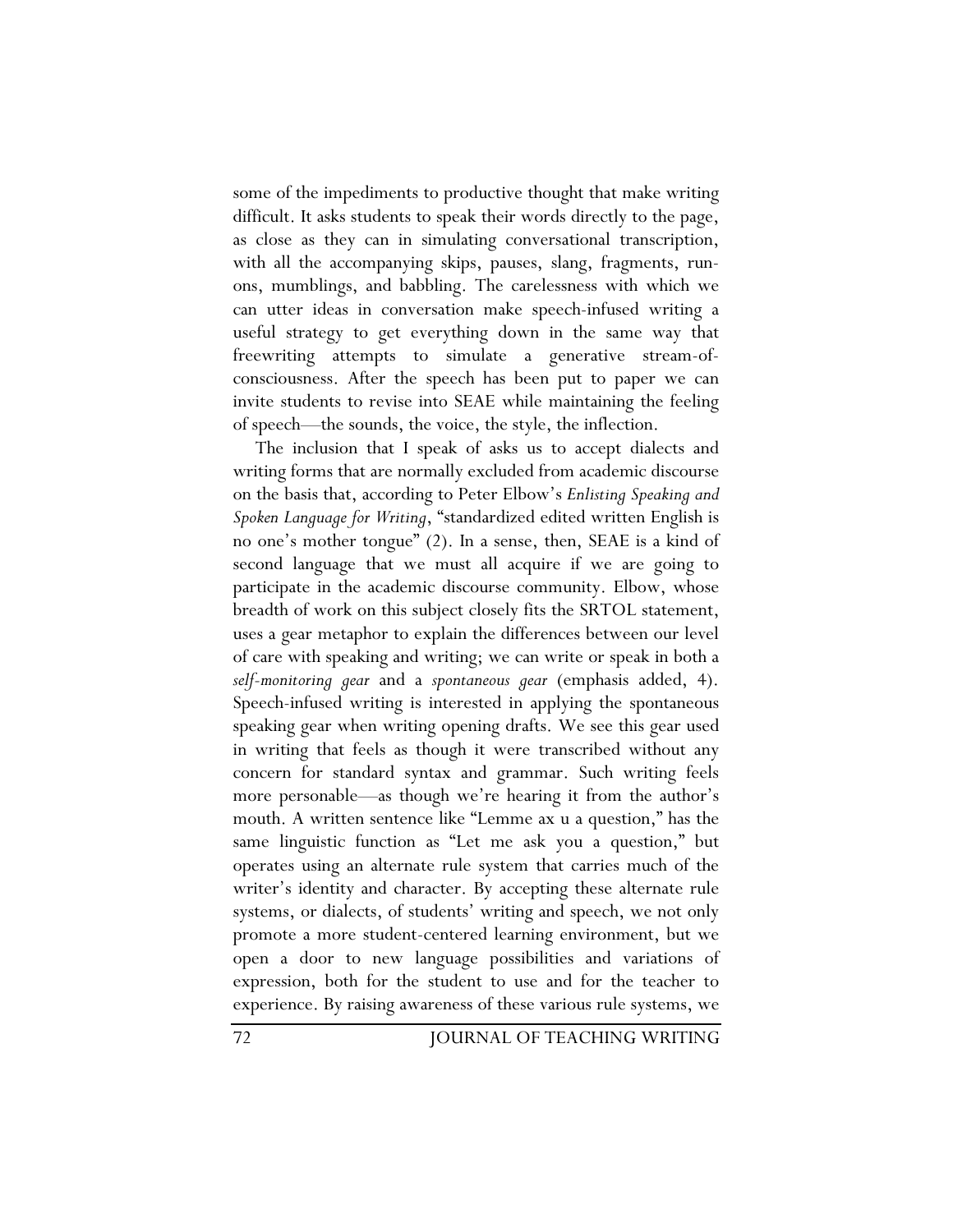some of the impediments to productive thought that make writing difficult. It asks students to speak their words directly to the page, as close as they can in simulating conversational transcription, with all the accompanying skips, pauses, slang, fragments, run-ons, mumblings, and babbling. The carelessness with which we can utter ideas in conversation make speech-infused writing a useful strategy to get everything down in the same way that freewriting attempts to simulate a generative stream-of-consciousness. After the speech has been put to paper we can invite students to revise into SEAE while maintaining the feeling of speech—the sounds, the voice, the style, the inflection.

The inclusion that I speak of asks us to accept dialects and writing forms that are normally excluded from academic discourse on the basis that, according to Peter Elbow's *Enlisting Speaking and Spoken Language for Writing*, "standardized edited written English is no one's mother tongue" (2). In a sense, then, SEAE is a kind of second language that we must all acquire if we are going to participate in the academic discourse community. Elbow, whose breadth of work on this subject closely fits the SRTOL statement, uses a gear metaphor to explain the differences between our level of care with speaking and writing; we can write or speak in both a *self-monitoring gear* and a *spontaneous gear* (emphasis added, 4). Speech-infused writing is interested in applying the spontaneous speaking gear when writing opening drafts. We see this gear used in writing that feels as though it were transcribed without any concern for standard syntax and grammar. Such writing feels more personable—as though we're hearing it from the author's mouth. A written sentence like "Lemme ax u a question," has the same linguistic function as "Let me ask you a question," but operates using an alternate rule system that carries much of the writer's identity and character. By accepting these alternate rule systems, or dialects, of students' writing and speech, we not only promote a more student-centered learning environment, but we open a door to new language possibilities and variations of expression, both for the student to use and for the teacher to experience. By raising awareness of these various rule systems, we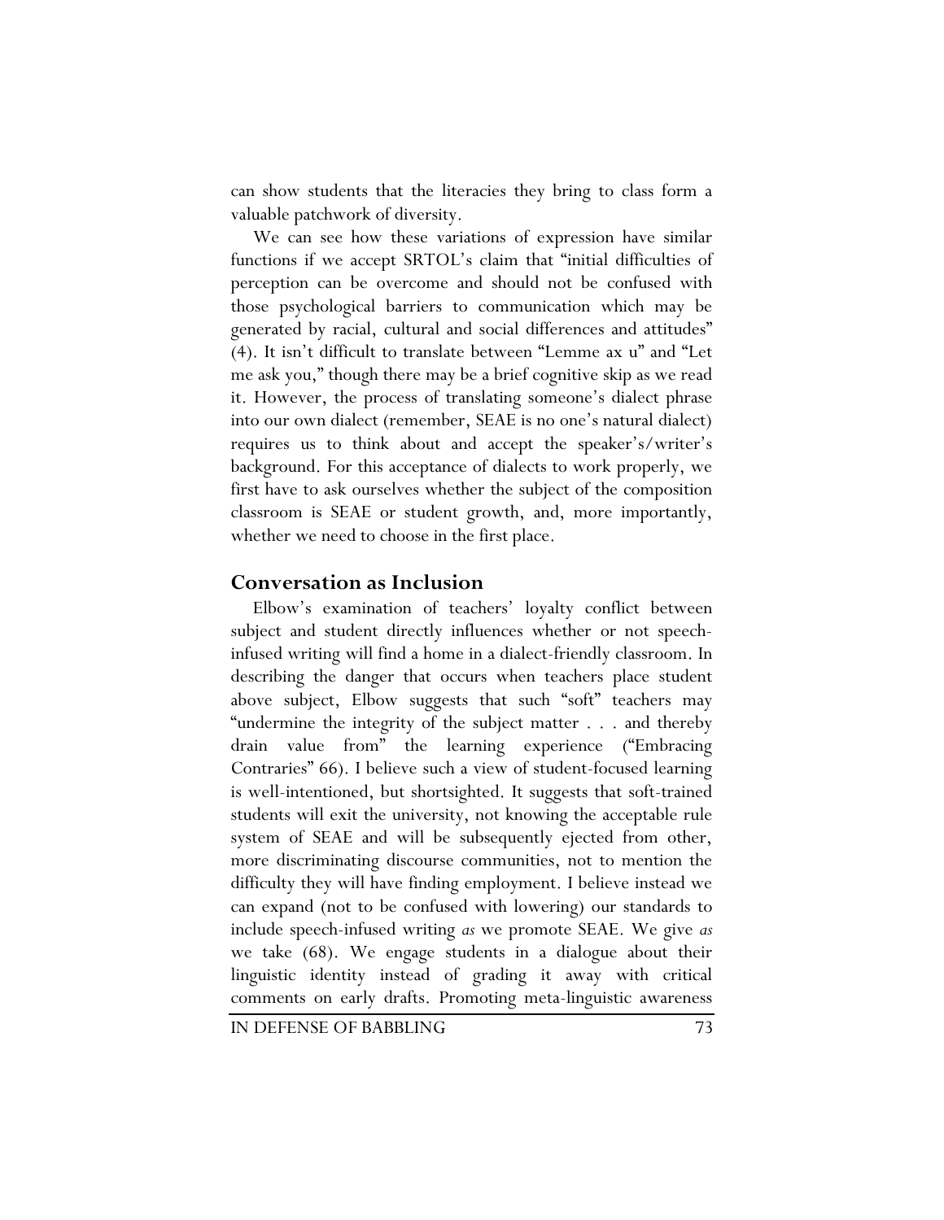can show students that the literacies they bring to class form a valuable patchwork of diversity.

We can see how these variations of expression have similar functions if we accept SRTOL's claim that "initial difficulties of perception can be overcome and should not be confused with those psychological barriers to communication which may be generated by racial, cultural and social differences and attitudes" (4). It isn't difficult to translate between "Lemme ax u" and "Let me ask you," though there may be a brief cognitive skip as we read it. However, the process of translating someone's dialect phrase into our own dialect (remember, SEAE is no one's natural dialect) requires us to think about and accept the speaker's/writer's background. For this acceptance of dialects to work properly, we first have to ask ourselves whether the subject of the composition classroom is SEAE or student growth, and, more importantly, whether we need to choose in the first place.

## Conversation as Inclusion

Elbow's examination of teachers' loyalty conflict between subject and student directly influences whether or not speech-infused writing will find a home in a dialect-friendly classroom. In describing the danger that occurs when teachers place student above subject, Elbow suggests that such "soft" teachers may "undermine the integrity of the subject matter . . . and thereby drain value from" the learning experience ("Embracing Contraries" 66). I believe such a view of student-focused learning is well-intentioned, but shortsighted. It suggests that soft-trained students will exit the university, not knowing the acceptable rule system of SEAE and will be subsequently ejected from other, more discriminating discourse communities, not to mention the difficulty they will have finding employment. I believe instead we can expand (not to be confused with lowering) our standards to include speech-infused writing *as* we promote SEAE. We give *as* we take (68). We engage students in a dialogue about their linguistic identity instead of grading it away with critical comments on early drafts. Promoting meta-linguistic awareness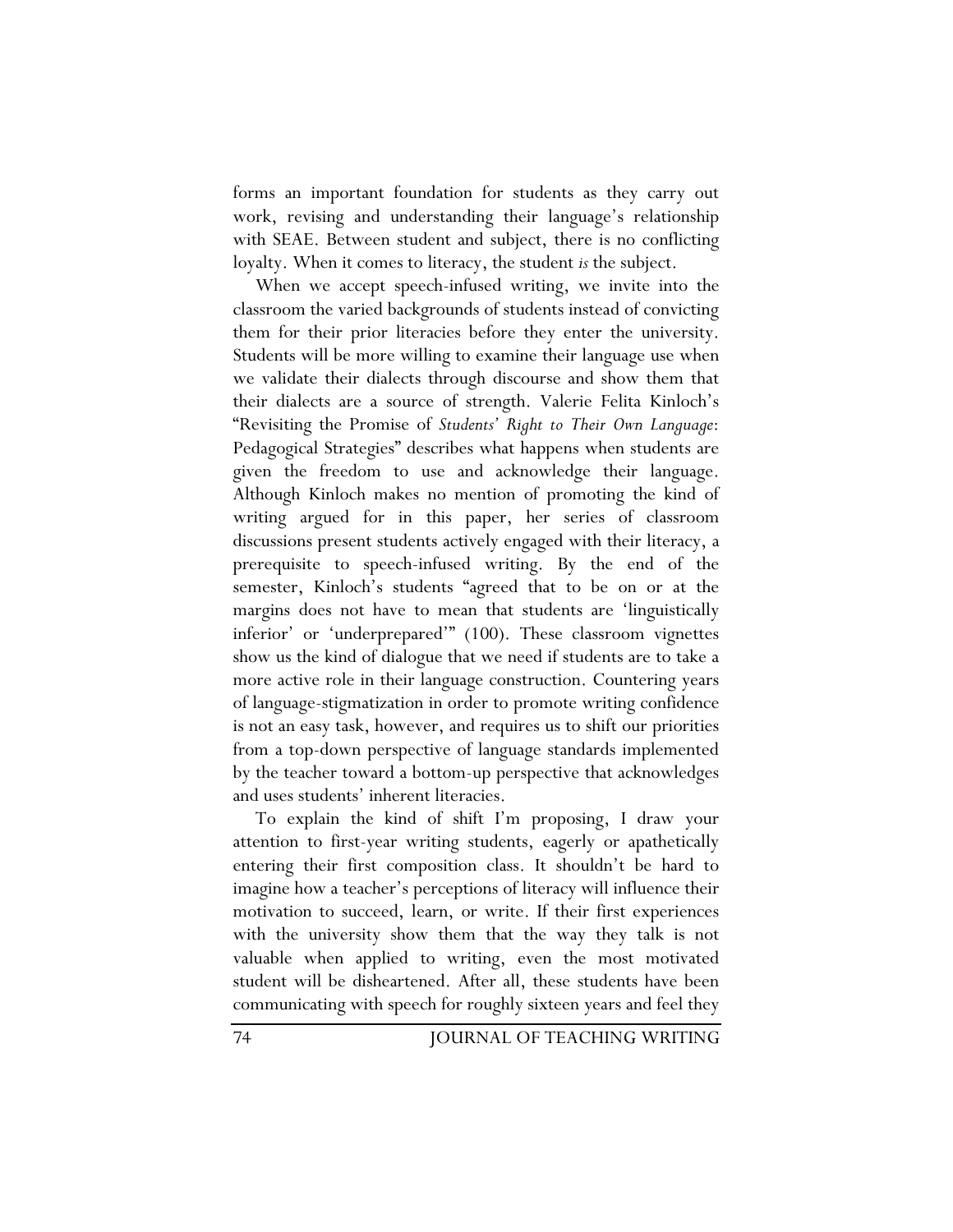forms an important foundation for students as they carry out work, revising and understanding their language's relationship with SEAE. Between student and subject, there is no conflicting loyalty. When it comes to literacy, the student *is* the subject.

When we accept speech-infused writing, we invite into the classroom the varied backgrounds of students instead of convicting them for their prior literacies before they enter the university. Students will be more willing to examine their language use when we validate their dialects through discourse and show them that their dialects are a source of strength. Valerie Felita Kinloch's "Revisiting the Promise of *Students' Right to Their Own Language*: Pedagogical Strategies" describes what happens when students are given the freedom to use and acknowledge their language. Although Kinloch makes no mention of promoting the kind of writing argued for in this paper, her series of classroom discussions present students actively engaged with their literacy, a prerequisite to speech-infused writing. By the end of the semester, Kinloch's students "agreed that to be on or at the margins does not have to mean that students are 'linguistically inferior' or 'underprepared'" (100). These classroom vignettes show us the kind of dialogue that we need if students are to take a more active role in their language construction. Countering years of language-stigmatization in order to promote writing confidence is not an easy task, however, and requires us to shift our priorities from a top-down perspective of language standards implemented by the teacher toward a bottom-up perspective that acknowledges and uses students' inherent literacies.

To explain the kind of shift I'm proposing, I draw your attention to first-year writing students, eagerly or apathetically entering their first composition class. It shouldn't be hard to imagine how a teacher's perceptions of literacy will influence their motivation to succeed, learn, or write. If their first experiences with the university show them that the way they talk is not valuable when applied to writing, even the most motivated student will be disheartened. After all, these students have been communicating with speech for roughly sixteen years and feel they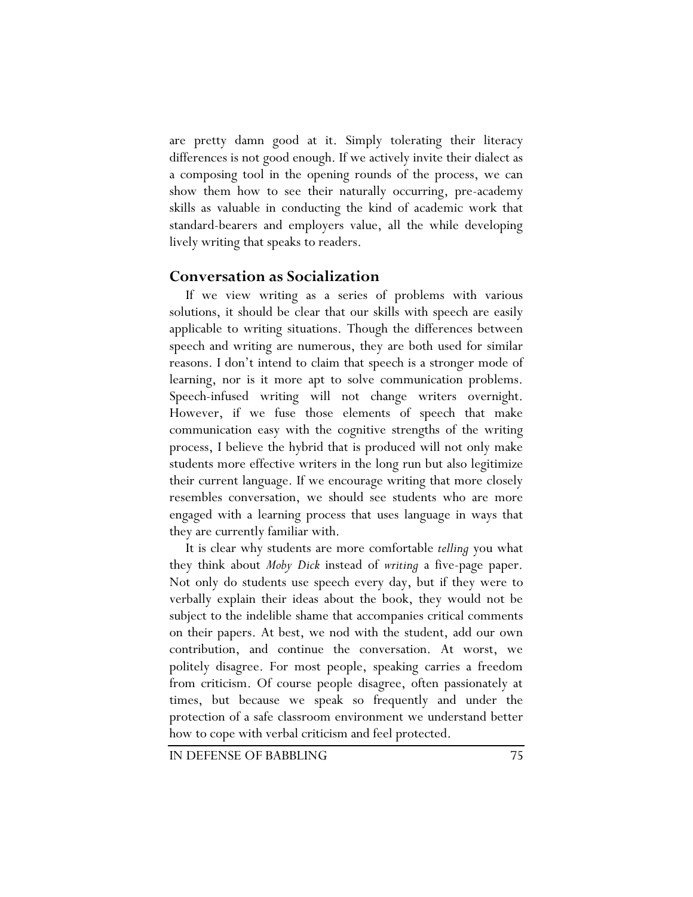are pretty damn good at it. Simply tolerating their literacy differences is not good enough. If we actively invite their dialect as a composing tool in the opening rounds of the process, we can show them how to see their naturally occurring, pre-academy skills as valuable in conducting the kind of academic work that standard-bearers and employers value, all the while developing lively writing that speaks to readers.

## Conversation as Socialization

If we view writing as a series of problems with various solutions, it should be clear that our skills with speech are easily applicable to writing situations. Though the differences between speech and writing are numerous, they are both used for similar reasons. I don't intend to claim that speech is a stronger mode of learning, nor is it more apt to solve communication problems. Speech-infused writing will not change writers overnight. However, if we fuse those elements of speech that make communication easy with the cognitive strengths of the writing process, I believe the hybrid that is produced will not only make students more effective writers in the long run but also legitimize their current language. If we encourage writing that more closely resembles conversation, we should see students who are more engaged with a learning process that uses language in ways that they are currently familiar with.

It is clear why students are more comfortable *telling* you what they think about *Moby Dick* instead of *writing* a five-page paper. Not only do students use speech every day, but if they were to verbally explain their ideas about the book, they would not be subject to the indelible shame that accompanies critical comments on their papers. At best, we nod with the student, add our own contribution, and continue the conversation. At worst, we politely disagree. For most people, speaking carries a freedom from criticism. Of course people disagree, often passionately at times, but because we speak so frequently and under the protection of a safe classroom environment we understand better how to cope with verbal criticism and feel protected.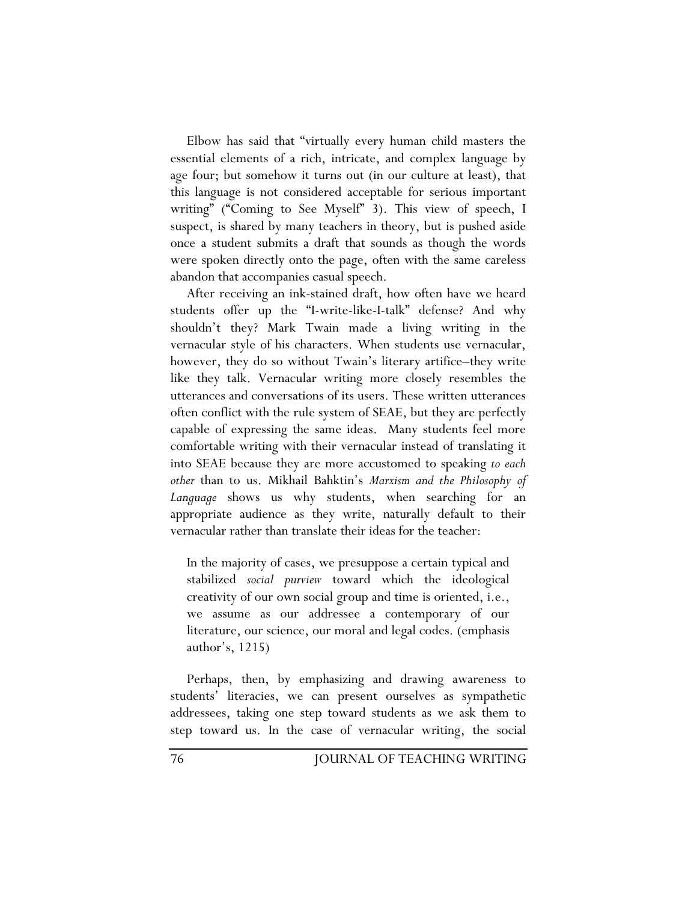Elbow has said that "virtually every human child masters the essential elements of a rich, intricate, and complex language by age four; but somehow it turns out (in our culture at least), that this language is not considered acceptable for serious important writing" ("Coming to See Myself" 3). This view of speech, I suspect, is shared by many teachers in theory, but is pushed aside once a student submits a draft that sounds as though the words were spoken directly onto the page, often with the same careless abandon that accompanies casual speech.

After receiving an ink-stained draft, how often have we heard students offer up the "I-write-like-I-talk" defense? And why shouldn't they? Mark Twain made a living writing in the vernacular style of his characters. When students use vernacular, however, they do so without Twain's literary artifice–they write like they talk. Vernacular writing more closely resembles the utterances and conversations of its users. These written utterances often conflict with the rule system of SEAE, but they are perfectly capable of expressing the same ideas. Many students feel more comfortable writing with their vernacular instead of translating it into SEAE because they are more accustomed to speaking *to each other* than to us. Mikhail Bahktin's *Marxism and the Philosophy of Language* shows us why students, when searching for an appropriate audience as they write, naturally default to their vernacular rather than translate their ideas for the teacher:

> In the majority of cases, we presuppose a certain typical and stabilized *social purview* toward which the ideological creativity of our own social group and time is oriented, i.e., we assume as our addressee a contemporary of our literature, our science, our moral and legal codes. (emphasis author's, 1215)

Perhaps, then, by emphasizing and drawing awareness to students' literacies, we can present ourselves as sympathetic addressees, taking one step toward students as we ask them to step toward us. In the case of vernacular writing, the social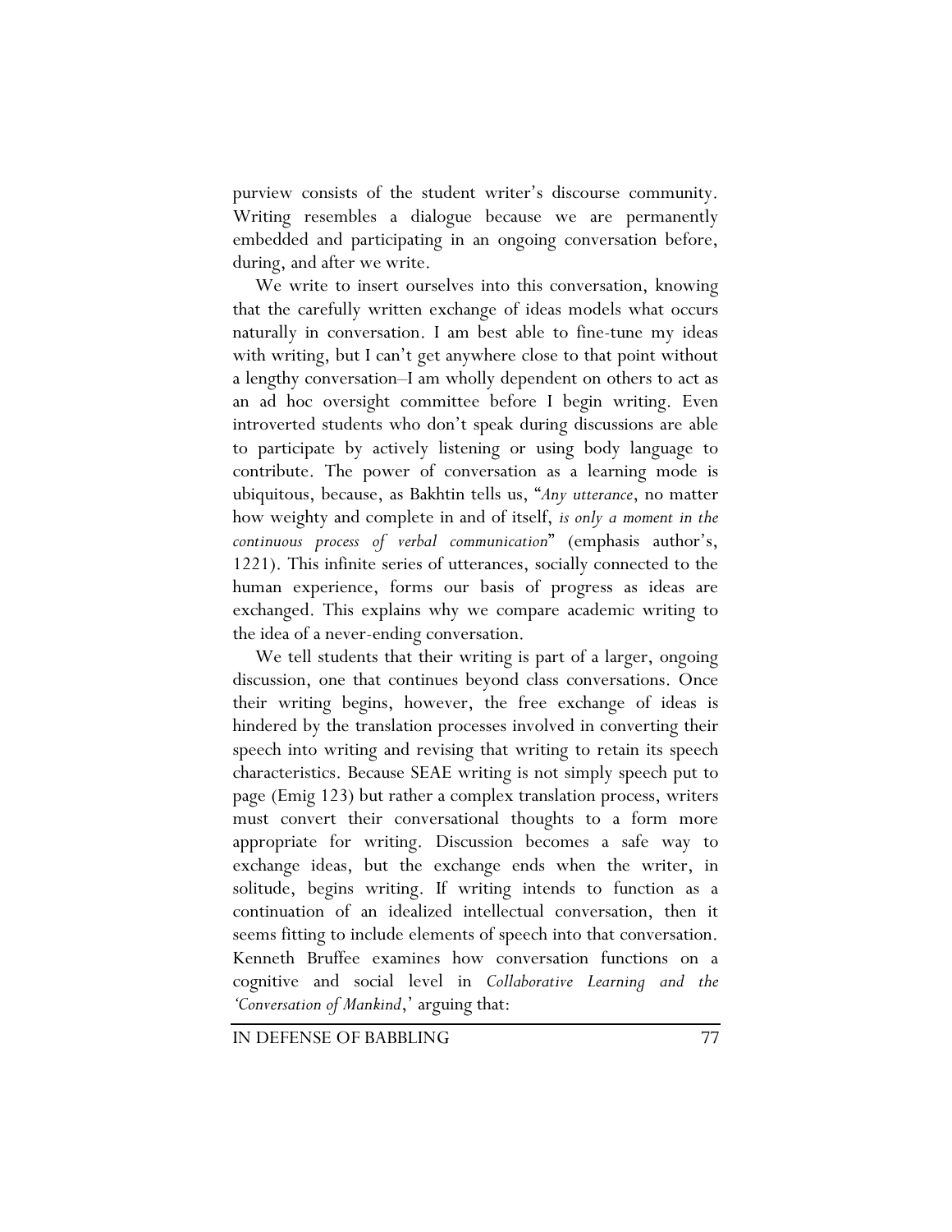purview consists of the student writer's discourse community. Writing resembles a dialogue because we are permanently embedded and participating in an ongoing conversation before, during, and after we write.

We write to insert ourselves into this conversation, knowing that the carefully written exchange of ideas models what occurs naturally in conversation. I am best able to fine-tune my ideas with writing, but I can't get anywhere close to that point without a lengthy conversation–I am wholly dependent on others to act as an ad hoc oversight committee before I begin writing. Even introverted students who don't speak during discussions are able to participate by actively listening or using body language to contribute. The power of conversation as a learning mode is ubiquitous, because, as Bakhtin tells us, "*Any utterance*, no matter how weighty and complete in and of itself, *is only a moment in the continuous process of verbal communication*" (emphasis author's, 1221). This infinite series of utterances, socially connected to the human experience, forms our basis of progress as ideas are exchanged. This explains why we compare academic writing to the idea of a never-ending conversation.

We tell students that their writing is part of a larger, ongoing discussion, one that continues beyond class conversations. Once their writing begins, however, the free exchange of ideas is hindered by the translation processes involved in converting their speech into writing and revising that writing to retain its speech characteristics. Because SEAE writing is not simply speech put to page (Emig 123) but rather a complex translation process, writers must convert their conversational thoughts to a form more appropriate for writing. Discussion becomes a safe way to exchange ideas, but the exchange ends when the writer, in solitude, begins writing. If writing intends to function as a continuation of an idealized intellectual conversation, then it seems fitting to include elements of speech into that conversation. Kenneth Bruffee examines how conversation functions on a cognitive and social level in *Collaborative Learning and the 'Conversation of Mankind*,' arguing that: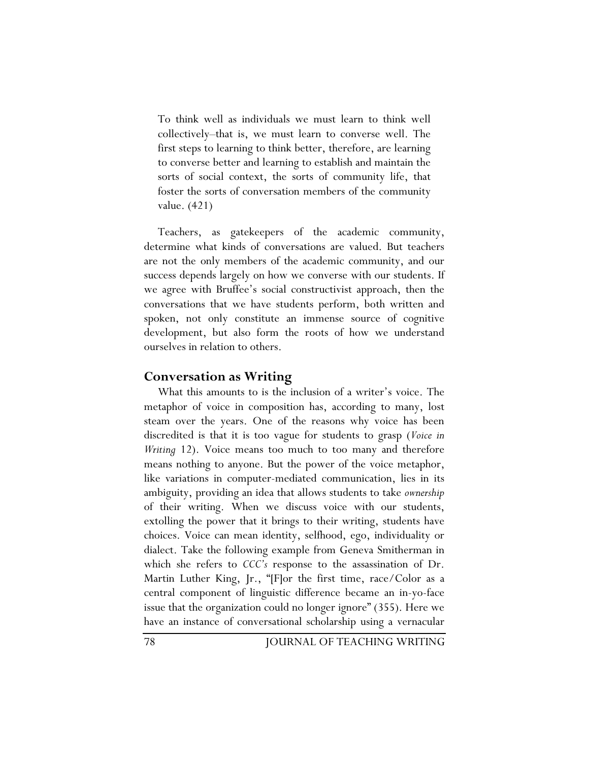> To think well as individuals we must learn to think well collectively–that is, we must learn to converse well. The first steps to learning to think better, therefore, are learning to converse better and learning to establish and maintain the sorts of social context, the sorts of community life, that foster the sorts of conversation members of the community value. (421)

Teachers, as gatekeepers of the academic community, determine what kinds of conversations are valued. But teachers are not the only members of the academic community, and our success depends largely on how we converse with our students. If we agree with Bruffee's social constructivist approach, then the conversations that we have students perform, both written and spoken, not only constitute an immense source of cognitive development, but also form the roots of how we understand ourselves in relation to others.

## Conversation as Writing

What this amounts to is the inclusion of a writer's voice. The metaphor of voice in composition has, according to many, lost steam over the years. One of the reasons why voice has been discredited is that it is too vague for students to grasp (*Voice in Writing* 12). Voice means too much to too many and therefore means nothing to anyone. But the power of the voice metaphor, like variations in computer-mediated communication, lies in its ambiguity, providing an idea that allows students to take *ownership* of their writing. When we discuss voice with our students, extolling the power that it brings to their writing, students have choices. Voice can mean identity, selfhood, ego, individuality or dialect. Take the following example from Geneva Smitherman in which she refers to *CCC's* response to the assassination of Dr. Martin Luther King, Jr., "[F]or the first time, race/Color as a central component of linguistic difference became an in-yo-face issue that the organization could no longer ignore" (355). Here we have an instance of conversational scholarship using a vernacular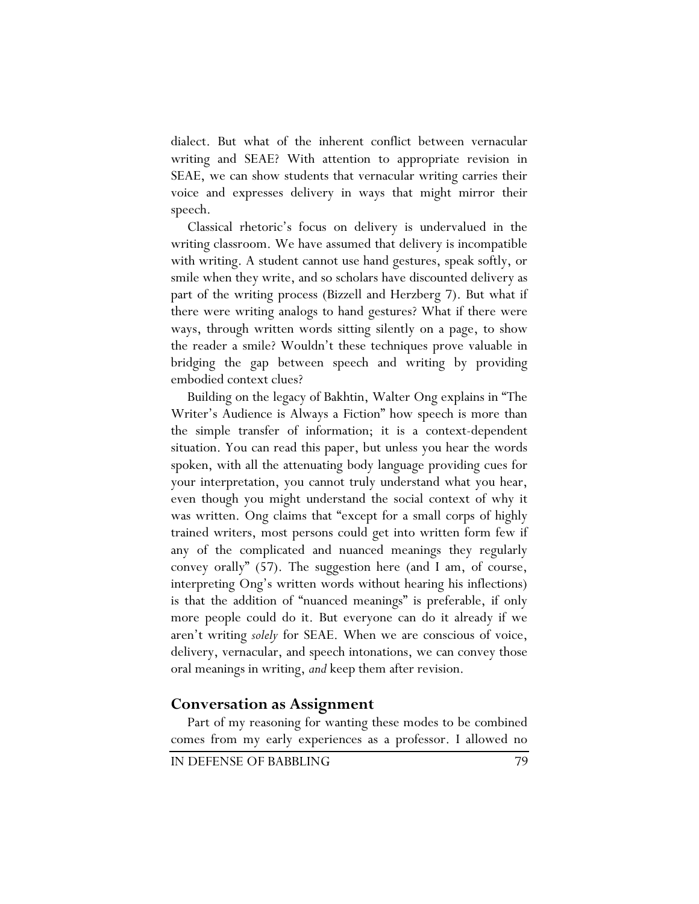dialect. But what of the inherent conflict between vernacular writing and SEAE? With attention to appropriate revision in SEAE, we can show students that vernacular writing carries their voice and expresses delivery in ways that might mirror their speech.

Classical rhetoric's focus on delivery is undervalued in the writing classroom. We have assumed that delivery is incompatible with writing. A student cannot use hand gestures, speak softly, or smile when they write, and so scholars have discounted delivery as part of the writing process (Bizzell and Herzberg 7). But what if there were writing analogs to hand gestures? What if there were ways, through written words sitting silently on a page, to show the reader a smile? Wouldn't these techniques prove valuable in bridging the gap between speech and writing by providing embodied context clues?

Building on the legacy of Bakhtin, Walter Ong explains in "The Writer's Audience is Always a Fiction" how speech is more than the simple transfer of information; it is a context-dependent situation. You can read this paper, but unless you hear the words spoken, with all the attenuating body language providing cues for your interpretation, you cannot truly understand what you hear, even though you might understand the social context of why it was written. Ong claims that "except for a small corps of highly trained writers, most persons could get into written form few if any of the complicated and nuanced meanings they regularly convey orally" (57). The suggestion here (and I am, of course, interpreting Ong's written words without hearing his inflections) is that the addition of "nuanced meanings" is preferable, if only more people could do it. But everyone can do it already if we aren't writing *solely* for SEAE. When we are conscious of voice, delivery, vernacular, and speech intonations, we can convey those oral meanings in writing, *and* keep them after revision.

## Conversation as Assignment

Part of my reasoning for wanting these modes to be combined comes from my early experiences as a professor. I allowed no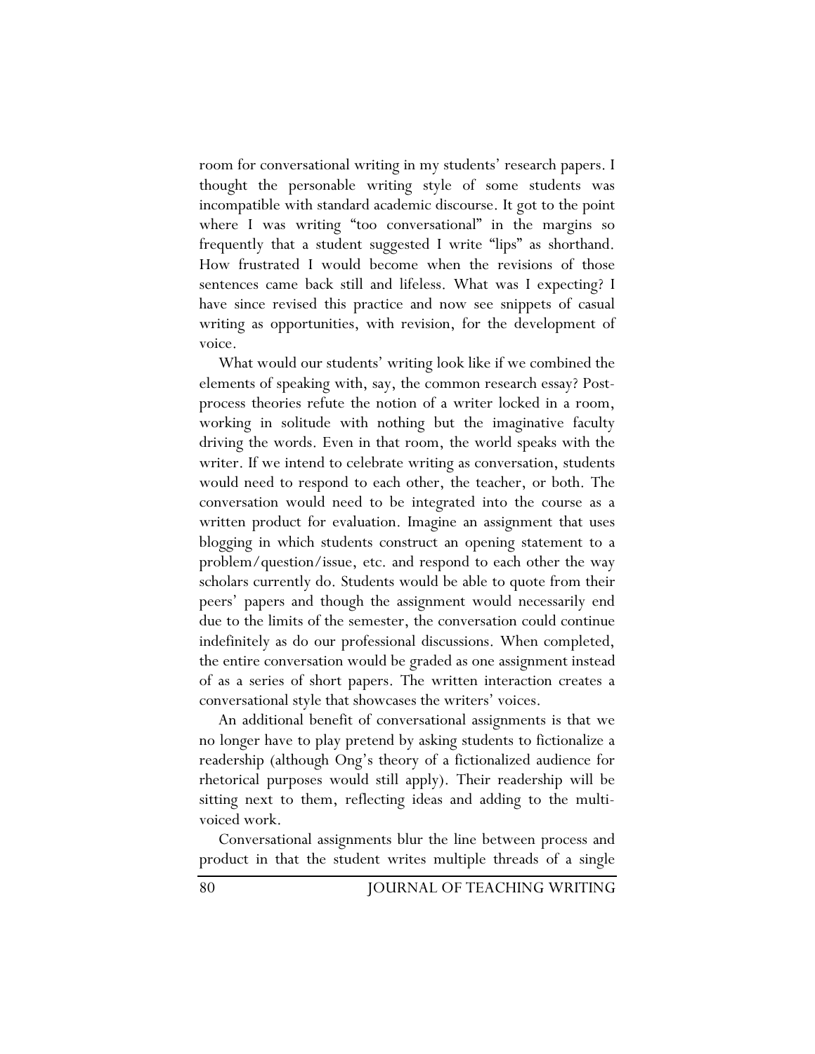room for conversational writing in my students' research papers. I thought the personable writing style of some students was incompatible with standard academic discourse. It got to the point where I was writing "too conversational" in the margins so frequently that a student suggested I write "lips" as shorthand. How frustrated I would become when the revisions of those sentences came back still and lifeless. What was I expecting? I have since revised this practice and now see snippets of casual writing as opportunities, with revision, for the development of voice.

What would our students' writing look like if we combined the elements of speaking with, say, the common research essay? Post-process theories refute the notion of a writer locked in a room, working in solitude with nothing but the imaginative faculty driving the words. Even in that room, the world speaks with the writer. If we intend to celebrate writing as conversation, students would need to respond to each other, the teacher, or both. The conversation would need to be integrated into the course as a written product for evaluation. Imagine an assignment that uses blogging in which students construct an opening statement to a problem/question/issue, etc. and respond to each other the way scholars currently do. Students would be able to quote from their peers' papers and though the assignment would necessarily end due to the limits of the semester, the conversation could continue indefinitely as do our professional discussions. When completed, the entire conversation would be graded as one assignment instead of as a series of short papers. The written interaction creates a conversational style that showcases the writers' voices.

An additional benefit of conversational assignments is that we no longer have to play pretend by asking students to fictionalize a readership (although Ong's theory of a fictionalized audience for rhetorical purposes would still apply). Their readership will be sitting next to them, reflecting ideas and adding to the multi-voiced work.

Conversational assignments blur the line between process and product in that the student writes multiple threads of a single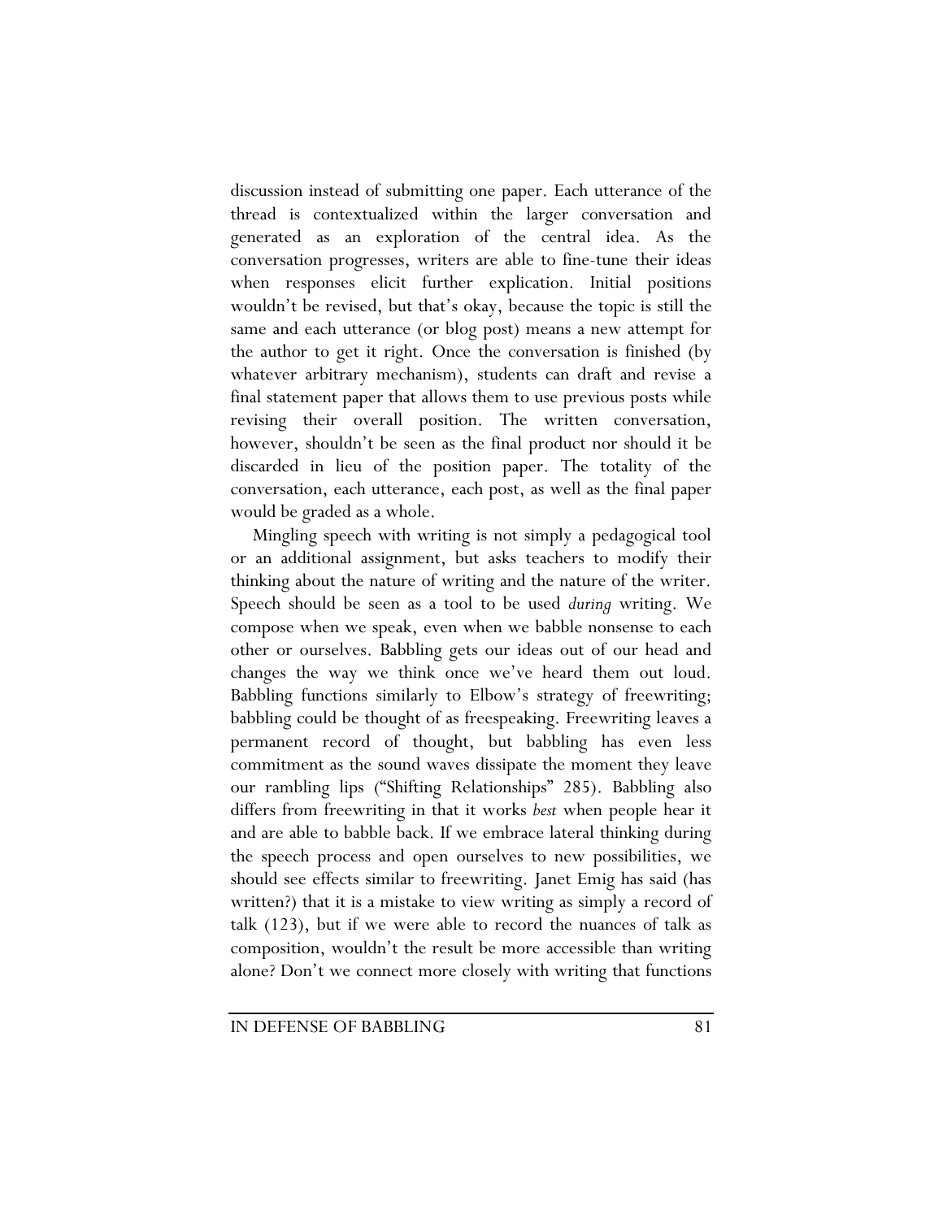discussion instead of submitting one paper. Each utterance of the thread is contextualized within the larger conversation and generated as an exploration of the central idea. As the conversation progresses, writers are able to fine-tune their ideas when responses elicit further explication. Initial positions wouldn't be revised, but that's okay, because the topic is still the same and each utterance (or blog post) means a new attempt for the author to get it right. Once the conversation is finished (by whatever arbitrary mechanism), students can draft and revise a final statement paper that allows them to use previous posts while revising their overall position. The written conversation, however, shouldn't be seen as the final product nor should it be discarded in lieu of the position paper. The totality of the conversation, each utterance, each post, as well as the final paper would be graded as a whole.

Mingling speech with writing is not simply a pedagogical tool or an additional assignment, but asks teachers to modify their thinking about the nature of writing and the nature of the writer. Speech should be seen as a tool to be used *during* writing. We compose when we speak, even when we babble nonsense to each other or ourselves. Babbling gets our ideas out of our head and changes the way we think once we've heard them out loud. Babbling functions similarly to Elbow's strategy of freewriting; babbling could be thought of as freespeaking. Freewriting leaves a permanent record of thought, but babbling has even less commitment as the sound waves dissipate the moment they leave our rambling lips ("Shifting Relationships" 285). Babbling also differs from freewriting in that it works *best* when people hear it and are able to babble back. If we embrace lateral thinking during the speech process and open ourselves to new possibilities, we should see effects similar to freewriting. Janet Emig has said (has written?) that it is a mistake to view writing as simply a record of talk (123), but if we were able to record the nuances of talk as composition, wouldn't the result be more accessible than writing alone? Don't we connect more closely with writing that functions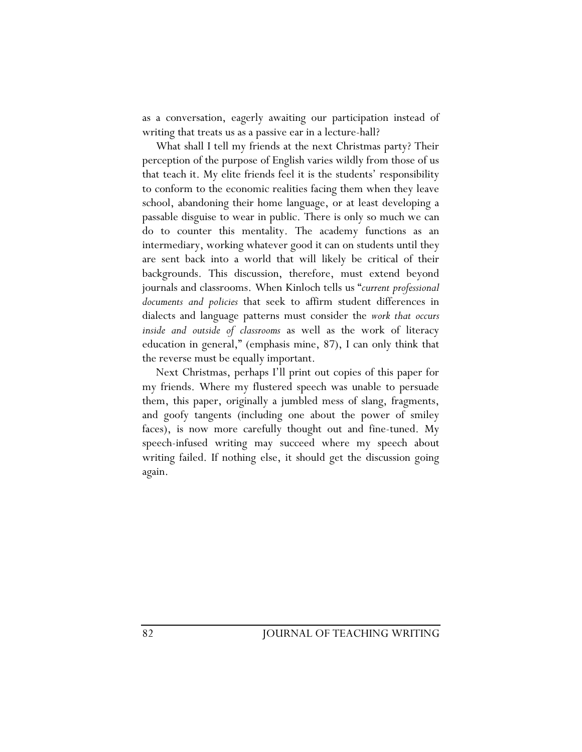as a conversation, eagerly awaiting our participation instead of writing that treats us as a passive ear in a lecture-hall?

What shall I tell my friends at the next Christmas party? Their perception of the purpose of English varies wildly from those of us that teach it. My elite friends feel it is the students' responsibility to conform to the economic realities facing them when they leave school, abandoning their home language, or at least developing a passable disguise to wear in public. There is only so much we can do to counter this mentality. The academy functions as an intermediary, working whatever good it can on students until they are sent back into a world that will likely be critical of their backgrounds. This discussion, therefore, must extend beyond journals and classrooms. When Kinloch tells us "*current professional documents and policies* that seek to affirm student differences in dialects and language patterns must consider the *work that occurs inside and outside of classrooms* as well as the work of literacy education in general," (emphasis mine, 87), I can only think that the reverse must be equally important.

Next Christmas, perhaps I'll print out copies of this paper for my friends. Where my flustered speech was unable to persuade them, this paper, originally a jumbled mess of slang, fragments, and goofy tangents (including one about the power of smiley faces), is now more carefully thought out and fine-tuned. My speech-infused writing may succeed where my speech about writing failed. If nothing else, it should get the discussion going again.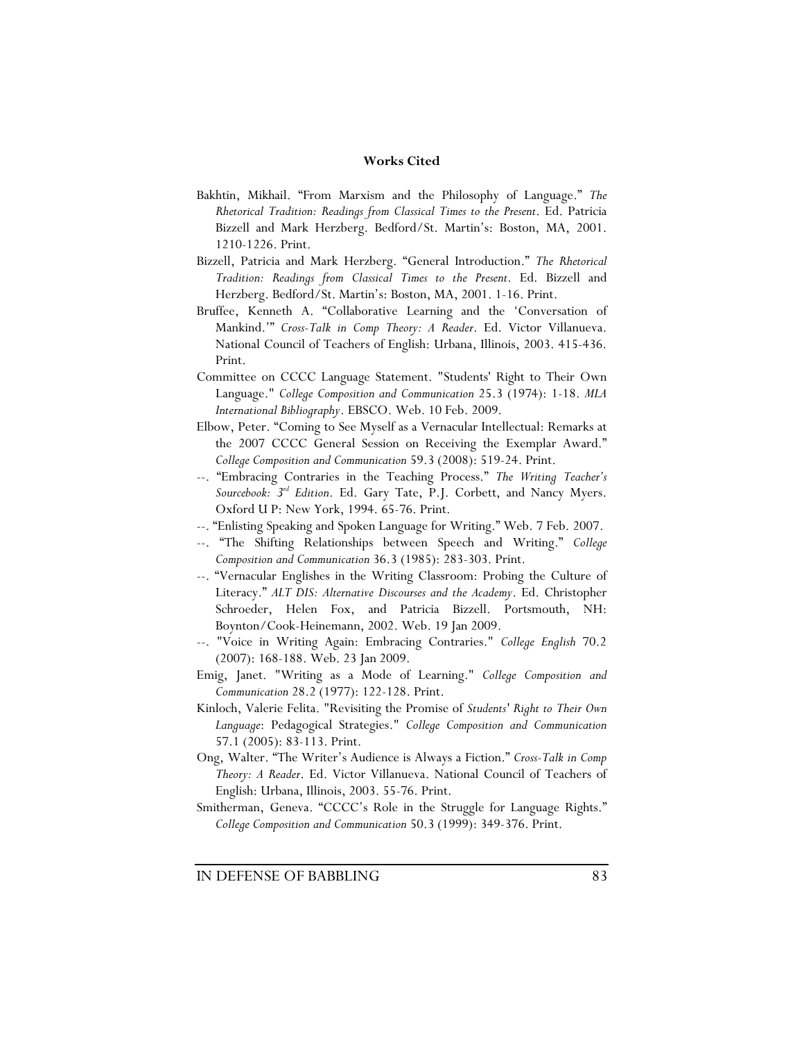**Works Cited**

Bakhtin, Mikhail. "From Marxism and the Philosophy of Language." *The Rhetorical Tradition: Readings from Classical Times to the Present*. Ed. Patricia Bizzell and Mark Herzberg. Bedford/St. Martin's: Boston, MA, 2001. 1210-1226. Print.

Bizzell, Patricia and Mark Herzberg. "General Introduction." *The Rhetorical Tradition: Readings from Classical Times to the Present*. Ed. Bizzell and Herzberg. Bedford/St. Martin's: Boston, MA, 2001. 1-16. Print.

Bruffee, Kenneth A. "Collaborative Learning and the 'Conversation of Mankind.'" *Cross-Talk in Comp Theory: A Reader*. Ed. Victor Villanueva. National Council of Teachers of English: Urbana, Illinois, 2003. 415-436. Print.

Committee on CCCC Language Statement. "Students' Right to Their Own Language." *College Composition and Communication* 25.3 (1974): 1-18. *MLA International Bibliography*. EBSCO. Web. 10 Feb. 2009.

Elbow, Peter. "Coming to See Myself as a Vernacular Intellectual: Remarks at the 2007 CCCC General Session on Receiving the Exemplar Award." *College Composition and Communication* 59.3 (2008): 519-24. Print.

--. "Embracing Contraries in the Teaching Process." *The Writing Teacher's Sourcebook: 3rd Edition*. Ed. Gary Tate, P.J. Corbett, and Nancy Myers. Oxford U P: New York, 1994. 65-76. Print.

--. "Enlisting Speaking and Spoken Language for Writing." Web. 7 Feb. 2007.

--. "The Shifting Relationships between Speech and Writing." *College Composition and Communication* 36.3 (1985): 283-303. Print.

--. "Vernacular Englishes in the Writing Classroom: Probing the Culture of Literacy." *ALT DIS: Alternative Discourses and the Academy*. Ed. Christopher Schroeder, Helen Fox, and Patricia Bizzell. Portsmouth, NH: Boynton/Cook-Heinemann, 2002. Web. 19 Jan 2009.

--. "Voice in Writing Again: Embracing Contraries." *College English* 70.2 (2007): 168-188. Web. 23 Jan 2009.

Emig, Janet. "Writing as a Mode of Learning." *College Composition and Communication* 28.2 (1977): 122-128. Print.

Kinloch, Valerie Felita. "Revisiting the Promise of *Students' Right to Their Own Language*: Pedagogical Strategies." *College Composition and Communication* 57.1 (2005): 83-113. Print.

Ong, Walter. "The Writer's Audience is Always a Fiction." *Cross-Talk in Comp Theory: A Reader*. Ed. Victor Villanueva. National Council of Teachers of English: Urbana, Illinois, 2003. 55-76. Print.

Smitherman, Geneva. "CCCC's Role in the Struggle for Language Rights." *College Composition and Communication* 50.3 (1999): 349-376. Print.